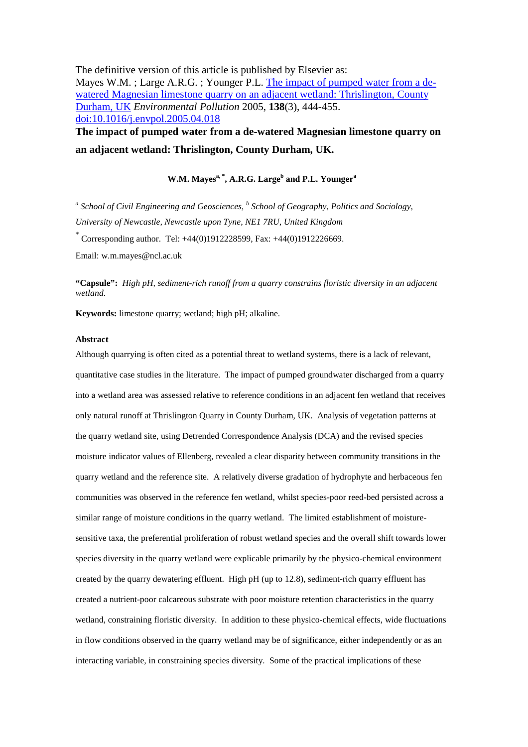The definitive version of this article is published by Elsevier as:
Mayes W.M. ; Large A.R.G. ; Younger P.L. [The impact of pumped water from a de-watered Magnesian limestone quarry on an adjacent wetland: Thrislington, County Durham, UK](doi:10.1016/j.envpol.2005.04.018) *Environmental Pollution* 2005, **138**(3), 444-455.
doi:10.1016/j.envpol.2005.04.018

# The impact of pumped water from a de-watered Magnesian limestone quarry on an adjacent wetland: Thrislington, County Durham, UK.

**W.M. Mayes[a, *], A.R.G. Large[b] and P.L. Younger[a]**

[a] *School of Civil Engineering and Geosciences,* [b] *School of Geography, Politics and Sociology, University of Newcastle, Newcastle upon Tyne, NE1 7RU, United Kingdom*

[*] Corresponding author. Tel: +44(0)1912228599, Fax: +44(0)1912226669.

Email: w.m.mayes@ncl.ac.uk

**"Capsule":** *High pH, sediment-rich runoff from a quarry constrains floristic diversity in an adjacent wetland.*

**Keywords:** limestone quarry; wetland; high pH; alkaline.

### Abstract

Although quarrying is often cited as a potential threat to wetland systems, there is a lack of relevant, quantitative case studies in the literature. The impact of pumped groundwater discharged from a quarry into a wetland area was assessed relative to reference conditions in an adjacent fen wetland that receives only natural runoff at Thrislington Quarry in County Durham, UK. Analysis of vegetation patterns at the quarry wetland site, using Detrended Correspondence Analysis (DCA) and the revised species moisture indicator values of Ellenberg, revealed a clear disparity between community transitions in the quarry wetland and the reference site. A relatively diverse gradation of hydrophyte and herbaceous fen communities was observed in the reference fen wetland, whilst species-poor reed-bed persisted across a similar range of moisture conditions in the quarry wetland. The limited establishment of moisture-sensitive taxa, the preferential proliferation of robust wetland species and the overall shift towards lower species diversity in the quarry wetland were explicable primarily by the physico-chemical environment created by the quarry dewatering effluent. High pH (up to 12.8), sediment-rich quarry effluent has created a nutrient-poor calcareous substrate with poor moisture retention characteristics in the quarry wetland, constraining floristic diversity. In addition to these physico-chemical effects, wide fluctuations in flow conditions observed in the quarry wetland may be of significance, either independently or as an interacting variable, in constraining species diversity. Some of the practical implications of these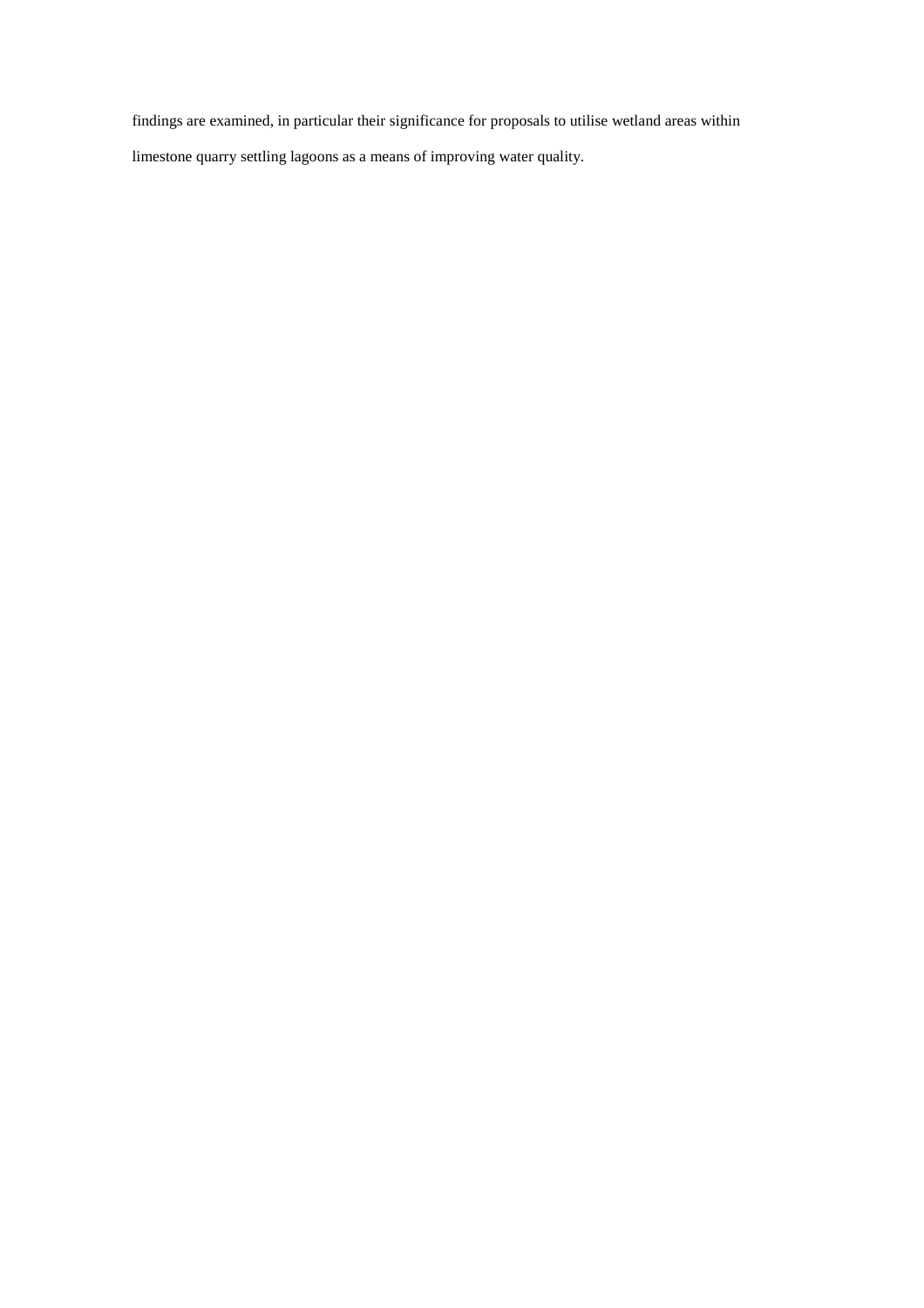findings are examined, in particular their significance for proposals to utilise wetland areas within limestone quarry settling lagoons as a means of improving water quality.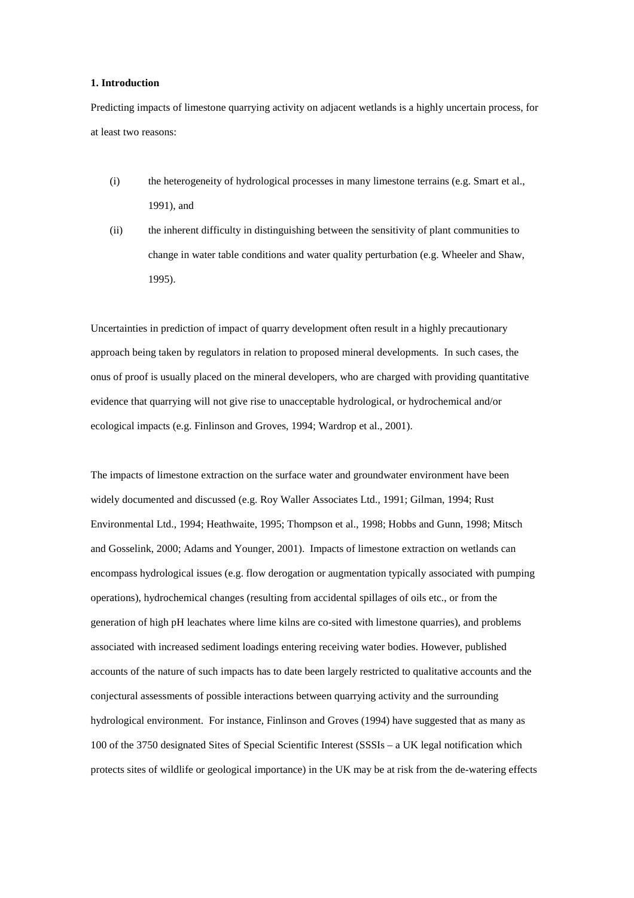**1. Introduction**

Predicting impacts of limestone quarrying activity on adjacent wetlands is a highly uncertain process, for at least two reasons:

(i) the heterogeneity of hydrological processes in many limestone terrains (e.g. Smart et al., 1991), and

(ii) the inherent difficulty in distinguishing between the sensitivity of plant communities to change in water table conditions and water quality perturbation (e.g. Wheeler and Shaw, 1995).

Uncertainties in prediction of impact of quarry development often result in a highly precautionary approach being taken by regulators in relation to proposed mineral developments. In such cases, the onus of proof is usually placed on the mineral developers, who are charged with providing quantitative evidence that quarrying will not give rise to unacceptable hydrological, or hydrochemical and/or ecological impacts (e.g. Finlinson and Groves, 1994; Wardrop et al., 2001).

The impacts of limestone extraction on the surface water and groundwater environment have been widely documented and discussed (e.g. Roy Waller Associates Ltd., 1991; Gilman, 1994; Rust Environmental Ltd., 1994; Heathwaite, 1995; Thompson et al., 1998; Hobbs and Gunn, 1998; Mitsch and Gosselink, 2000; Adams and Younger, 2001). Impacts of limestone extraction on wetlands can encompass hydrological issues (e.g. flow derogation or augmentation typically associated with pumping operations), hydrochemical changes (resulting from accidental spillages of oils etc., or from the generation of high pH leachates where lime kilns are co-sited with limestone quarries), and problems associated with increased sediment loadings entering receiving water bodies. However, published accounts of the nature of such impacts has to date been largely restricted to qualitative accounts and the conjectural assessments of possible interactions between quarrying activity and the surrounding hydrological environment. For instance, Finlinson and Groves (1994) have suggested that as many as 100 of the 3750 designated Sites of Special Scientific Interest (SSSIs – a UK legal notification which protects sites of wildlife or geological importance) in the UK may be at risk from the de-watering effects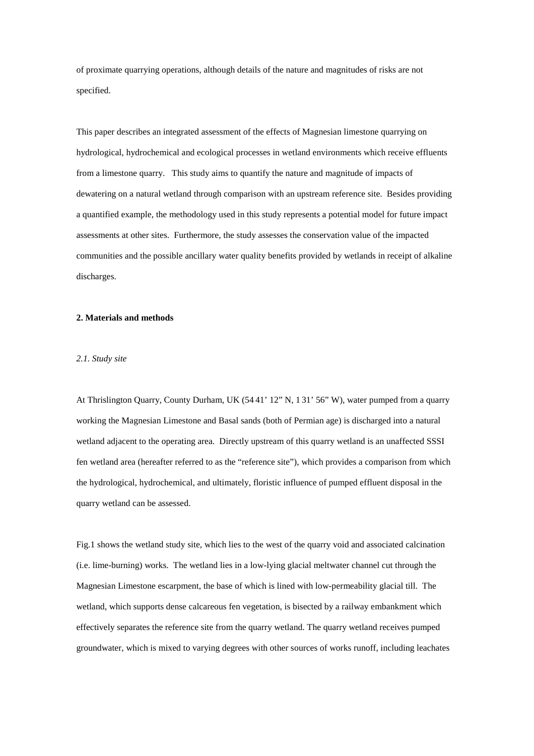of proximate quarrying operations, although details of the nature and magnitudes of risks are not specified.

This paper describes an integrated assessment of the effects of Magnesian limestone quarrying on hydrological, hydrochemical and ecological processes in wetland environments which receive effluents from a limestone quarry. This study aims to quantify the nature and magnitude of impacts of dewatering on a natural wetland through comparison with an upstream reference site. Besides providing a quantified example, the methodology used in this study represents a potential model for future impact assessments at other sites. Furthermore, the study assesses the conservation value of the impacted communities and the possible ancillary water quality benefits provided by wetlands in receipt of alkaline discharges.

## 2. Materials and methods

### *2.1. Study site*

At Thrislington Quarry, County Durham, UK (54 41' 12" N, 1 31' 56" W), water pumped from a quarry working the Magnesian Limestone and Basal sands (both of Permian age) is discharged into a natural wetland adjacent to the operating area. Directly upstream of this quarry wetland is an unaffected SSSI fen wetland area (hereafter referred to as the "reference site"), which provides a comparison from which the hydrological, hydrochemical, and ultimately, floristic influence of pumped effluent disposal in the quarry wetland can be assessed.

Fig.1 shows the wetland study site, which lies to the west of the quarry void and associated calcination (i.e. lime-burning) works. The wetland lies in a low-lying glacial meltwater channel cut through the Magnesian Limestone escarpment, the base of which is lined with low-permeability glacial till. The wetland, which supports dense calcareous fen vegetation, is bisected by a railway embankment which effectively separates the reference site from the quarry wetland. The quarry wetland receives pumped groundwater, which is mixed to varying degrees with other sources of works runoff, including leachates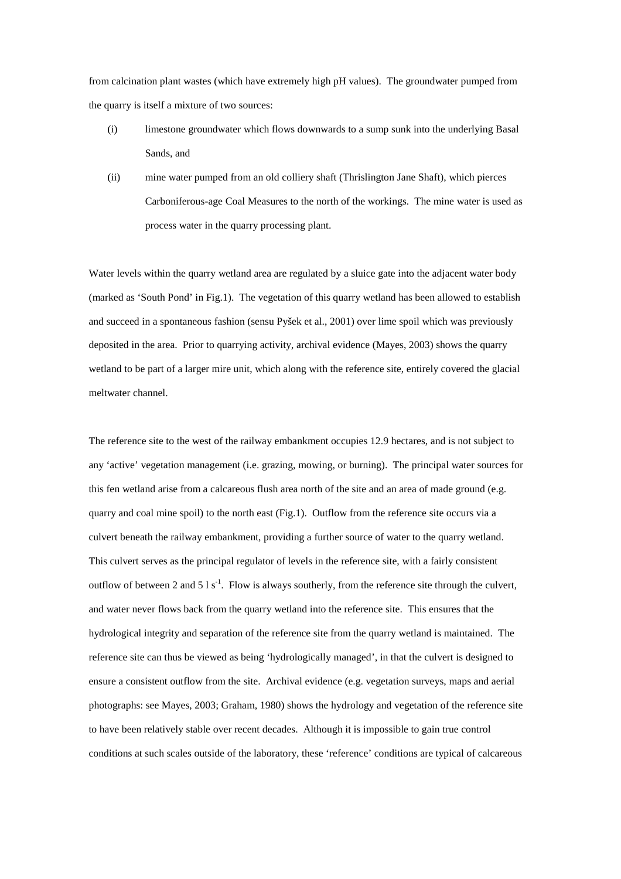from calcination plant wastes (which have extremely high pH values). The groundwater pumped from the quarry is itself a mixture of two sources:

(i) limestone groundwater which flows downwards to a sump sunk into the underlying Basal Sands, and

(ii) mine water pumped from an old colliery shaft (Thrislington Jane Shaft), which pierces Carboniferous-age Coal Measures to the north of the workings. The mine water is used as process water in the quarry processing plant.

Water levels within the quarry wetland area are regulated by a sluice gate into the adjacent water body (marked as 'South Pond' in Fig.1). The vegetation of this quarry wetland has been allowed to establish and succeed in a spontaneous fashion (sensu Pyšek et al., 2001) over lime spoil which was previously deposited in the area. Prior to quarrying activity, archival evidence (Mayes, 2003) shows the quarry wetland to be part of a larger mire unit, which along with the reference site, entirely covered the glacial meltwater channel.

The reference site to the west of the railway embankment occupies 12.9 hectares, and is not subject to any 'active' vegetation management (i.e. grazing, mowing, or burning). The principal water sources for this fen wetland arise from a calcareous flush area north of the site and an area of made ground (e.g. quarry and coal mine spoil) to the north east (Fig.1). Outflow from the reference site occurs via a culvert beneath the railway embankment, providing a further source of water to the quarry wetland. This culvert serves as the principal regulator of levels in the reference site, with a fairly consistent outflow of between 2 and 5 $l\ s^{-1}$. Flow is always southerly, from the reference site through the culvert, and water never flows back from the quarry wetland into the reference site. This ensures that the hydrological integrity and separation of the reference site from the quarry wetland is maintained. The reference site can thus be viewed as being 'hydrologically managed', in that the culvert is designed to ensure a consistent outflow from the site. Archival evidence (e.g. vegetation surveys, maps and aerial photographs: see Mayes, 2003; Graham, 1980) shows the hydrology and vegetation of the reference site to have been relatively stable over recent decades. Although it is impossible to gain true control conditions at such scales outside of the laboratory, these 'reference' conditions are typical of calcareous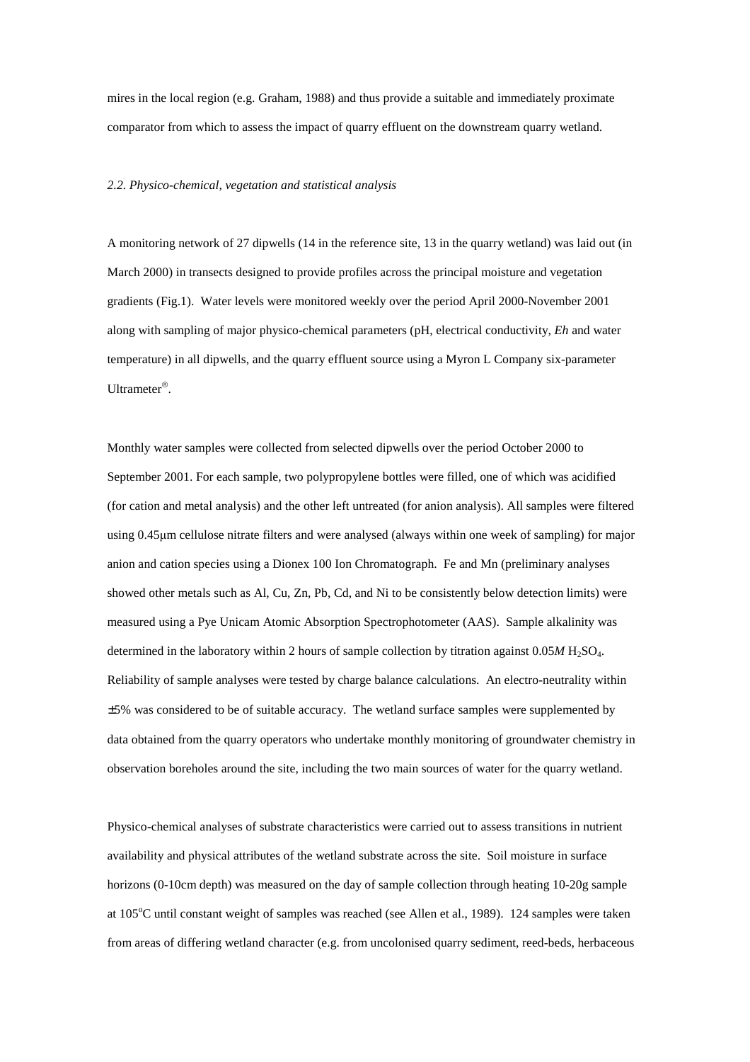mires in the local region (e.g. Graham, 1988) and thus provide a suitable and immediately proximate comparator from which to assess the impact of quarry effluent on the downstream quarry wetland.

### *2.2. Physico-chemical, vegetation and statistical analysis*

A monitoring network of 27 dipwells (14 in the reference site, 13 in the quarry wetland) was laid out (in March 2000) in transects designed to provide profiles across the principal moisture and vegetation gradients (Fig.1). Water levels were monitored weekly over the period April 2000-November 2001 along with sampling of major physico-chemical parameters (pH, electrical conductivity, *Eh* and water temperature) in all dipwells, and the quarry effluent source using a Myron L Company six-parameter Ultrameter®.

Monthly water samples were collected from selected dipwells over the period October 2000 to September 2001. For each sample, two polypropylene bottles were filled, one of which was acidified (for cation and metal analysis) and the other left untreated (for anion analysis). All samples were filtered using 0.45μm cellulose nitrate filters and were analysed (always within one week of sampling) for major anion and cation species using a Dionex 100 Ion Chromatograph. Fe and Mn (preliminary analyses showed other metals such as Al, Cu, Zn, Pb, Cd, and Ni to be consistently below detection limits) were measured using a Pye Unicam Atomic Absorption Spectrophotometer (AAS). Sample alkalinity was determined in the laboratory within 2 hours of sample collection by titration against 0.05*M* $H_2SO_4$. Reliability of sample analyses were tested by charge balance calculations. An electro-neutrality within ±5% was considered to be of suitable accuracy. The wetland surface samples were supplemented by data obtained from the quarry operators who undertake monthly monitoring of groundwater chemistry in observation boreholes around the site, including the two main sources of water for the quarry wetland.

Physico-chemical analyses of substrate characteristics were carried out to assess transitions in nutrient availability and physical attributes of the wetland substrate across the site. Soil moisture in surface horizons (0-10cm depth) was measured on the day of sample collection through heating 10-20g sample at 105°C until constant weight of samples was reached (see Allen et al., 1989). 124 samples were taken from areas of differing wetland character (e.g. from uncolonised quarry sediment, reed-beds, herbaceous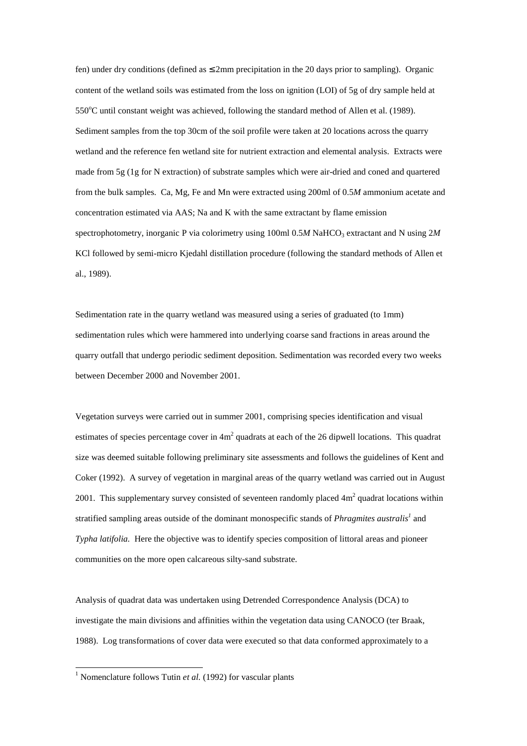fen) under dry conditions (defined as ≤ 2mm precipitation in the 20 days prior to sampling). Organic content of the wetland soils was estimated from the loss on ignition (LOI) of 5g of dry sample held at 550°C until constant weight was achieved, following the standard method of Allen et al. (1989). Sediment samples from the top 30cm of the soil profile were taken at 20 locations across the quarry wetland and the reference fen wetland site for nutrient extraction and elemental analysis. Extracts were made from 5g (1g for N extraction) of substrate samples which were air-dried and coned and quartered from the bulk samples. Ca, Mg, Fe and Mn were extracted using 200ml of 0.5*M* ammonium acetate and concentration estimated via AAS; Na and K with the same extractant by flame emission spectrophotometry, inorganic P via colorimetry using 100ml 0.5*M* $NaHCO_3$ extractant and N using 2*M* KCl followed by semi-micro Kjedahl distillation procedure (following the standard methods of Allen et al., 1989).

Sedimentation rate in the quarry wetland was measured using a series of graduated (to 1mm) sedimentation rules which were hammered into underlying coarse sand fractions in areas around the quarry outfall that undergo periodic sediment deposition. Sedimentation was recorded every two weeks between December 2000 and November 2001.

Vegetation surveys were carried out in summer 2001, comprising species identification and visual estimates of species percentage cover in $4m^2$ quadrats at each of the 26 dipwell locations. This quadrat size was deemed suitable following preliminary site assessments and follows the guidelines of Kent and Coker (1992). A survey of vegetation in marginal areas of the quarry wetland was carried out in August 2001. This supplementary survey consisted of seventeen randomly placed $4m^2$ quadrat locations within stratified sampling areas outside of the dominant monospecific stands of *Phragmites australis*[1] and *Typha latifolia.* Here the objective was to identify species composition of littoral areas and pioneer communities on the more open calcareous silty-sand substrate.

Analysis of quadrat data was undertaken using Detrended Correspondence Analysis (DCA) to investigate the main divisions and affinities within the vegetation data using CANOCO (ter Braak, 1988). Log transformations of cover data were executed so that data conformed approximately to a

[1] Nomenclature follows Tutin *et al.* (1992) for vascular plants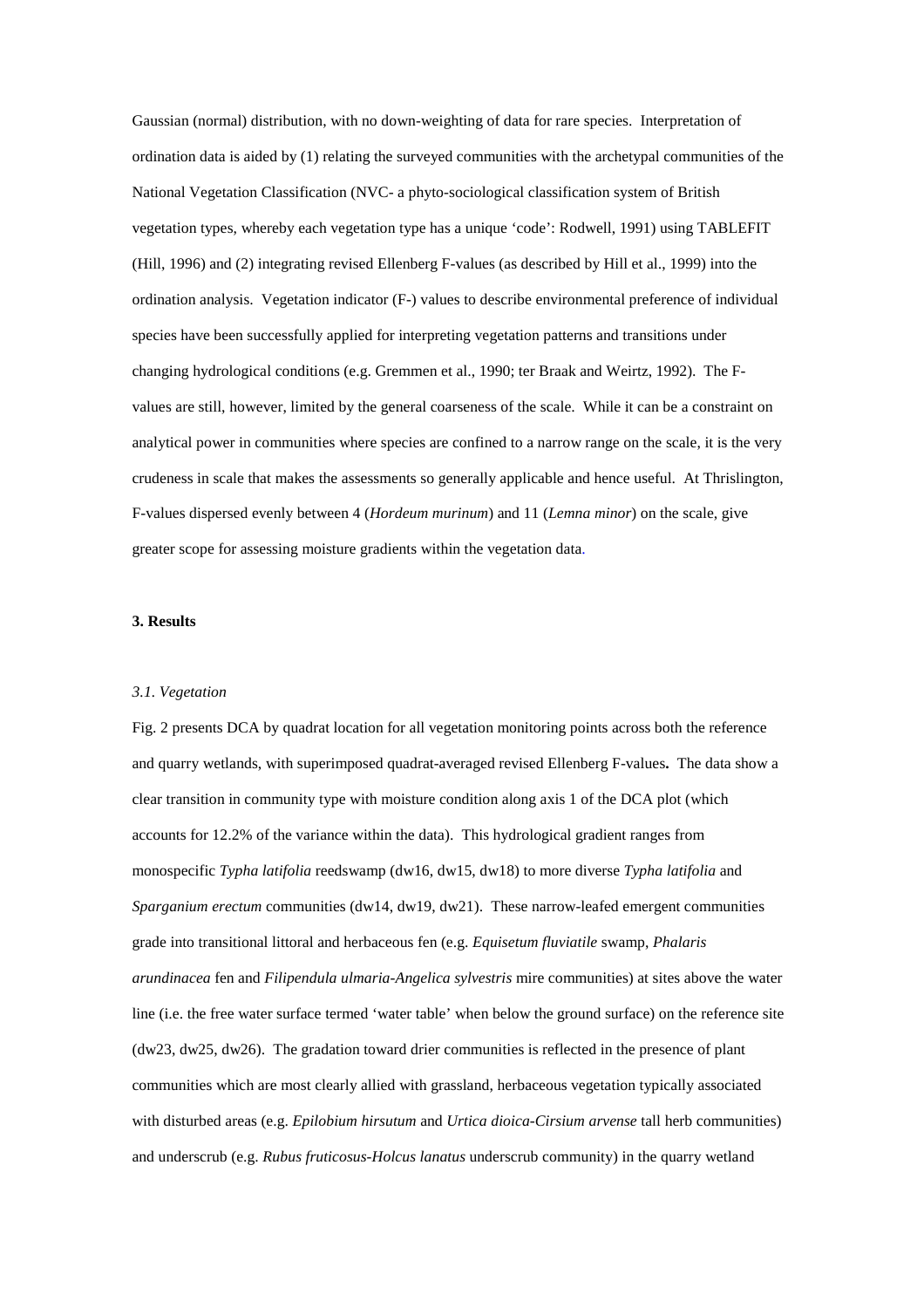Gaussian (normal) distribution, with no down-weighting of data for rare species. Interpretation of ordination data is aided by (1) relating the surveyed communities with the archetypal communities of the National Vegetation Classification (NVC- a phyto-sociological classification system of British vegetation types, whereby each vegetation type has a unique 'code': Rodwell, 1991) using TABLEFIT (Hill, 1996) and (2) integrating revised Ellenberg F-values (as described by Hill et al., 1999) into the ordination analysis. Vegetation indicator (F-) values to describe environmental preference of individual species have been successfully applied for interpreting vegetation patterns and transitions under changing hydrological conditions (e.g. Gremmen et al., 1990; ter Braak and Weirtz, 1992). The F-values are still, however, limited by the general coarseness of the scale. While it can be a constraint on analytical power in communities where species are confined to a narrow range on the scale, it is the very crudeness in scale that makes the assessments so generally applicable and hence useful. At Thrislington, F-values dispersed evenly between 4 (*Hordeum murinum*) and 11 (*Lemna minor*) on the scale, give greater scope for assessing moisture gradients within the vegetation data.

## 3. Results

### *3.1. Vegetation*

Fig. 2 presents DCA by quadrat location for all vegetation monitoring points across both the reference and quarry wetlands, with superimposed quadrat-averaged revised Ellenberg F-values**.** The data show a clear transition in community type with moisture condition along axis 1 of the DCA plot (which accounts for 12.2% of the variance within the data). This hydrological gradient ranges from monospecific *Typha latifolia* reedswamp (dw16, dw15, dw18) to more diverse *Typha latifolia* and *Sparganium erectum* communities (dw14, dw19, dw21). These narrow-leafed emergent communities grade into transitional littoral and herbaceous fen (e.g. *Equisetum fluviatile* swamp, *Phalaris arundinacea* fen and *Filipendula ulmaria-Angelica sylvestris* mire communities) at sites above the water line (i.e. the free water surface termed 'water table' when below the ground surface) on the reference site (dw23, dw25, dw26). The gradation toward drier communities is reflected in the presence of plant communities which are most clearly allied with grassland, herbaceous vegetation typically associated with disturbed areas (e.g. *Epilobium hirsutum* and *Urtica dioica-Cirsium arvense* tall herb communities) and underscrub (e.g. *Rubus fruticosus-Holcus lanatus* underscrub community) in the quarry wetland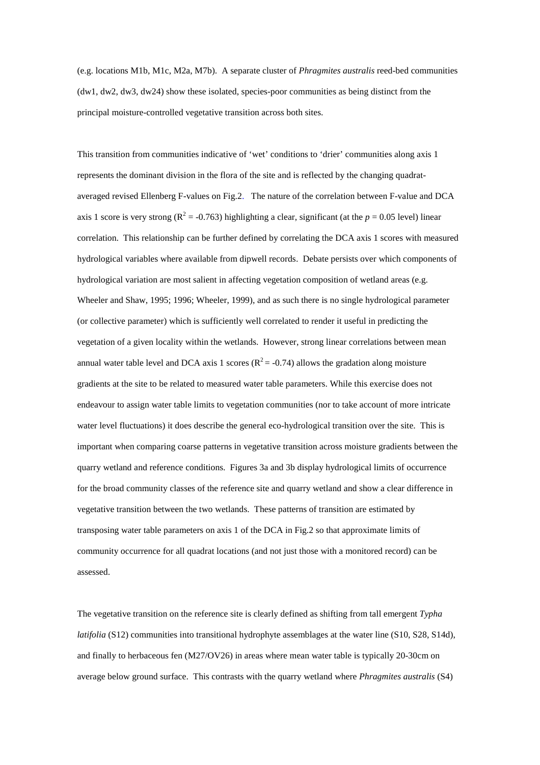(e.g. locations M1b, M1c, M2a, M7b). A separate cluster of *Phragmites australis* reed-bed communities (dw1, dw2, dw3, dw24) show these isolated, species-poor communities as being distinct from the principal moisture-controlled vegetative transition across both sites.

This transition from communities indicative of 'wet' conditions to 'drier' communities along axis 1 represents the dominant division in the flora of the site and is reflected by the changing quadrat-averaged revised Ellenberg F-values on Fig.2. The nature of the correlation between F-value and DCA axis 1 score is very strong ($R^2 = -0.763$) highlighting a clear, significant (at the $p = 0.05$ level) linear correlation. This relationship can be further defined by correlating the DCA axis 1 scores with measured hydrological variables where available from dipwell records. Debate persists over which components of hydrological variation are most salient in affecting vegetation composition of wetland areas (e.g. Wheeler and Shaw, 1995; 1996; Wheeler, 1999), and as such there is no single hydrological parameter (or collective parameter) which is sufficiently well correlated to render it useful in predicting the vegetation of a given locality within the wetlands. However, strong linear correlations between mean annual water table level and DCA axis 1 scores ($R^2 = -0.74$) allows the gradation along moisture gradients at the site to be related to measured water table parameters. While this exercise does not endeavour to assign water table limits to vegetation communities (nor to take account of more intricate water level fluctuations) it does describe the general eco-hydrological transition over the site. This is important when comparing coarse patterns in vegetative transition across moisture gradients between the quarry wetland and reference conditions. Figures 3a and 3b display hydrological limits of occurrence for the broad community classes of the reference site and quarry wetland and show a clear difference in vegetative transition between the two wetlands. These patterns of transition are estimated by transposing water table parameters on axis 1 of the DCA in Fig.2 so that approximate limits of community occurrence for all quadrat locations (and not just those with a monitored record) can be assessed.

The vegetative transition on the reference site is clearly defined as shifting from tall emergent *Typha latifolia* (S12) communities into transitional hydrophyte assemblages at the water line (S10, S28, S14d), and finally to herbaceous fen (M27/OV26) in areas where mean water table is typically 20-30cm on average below ground surface. This contrasts with the quarry wetland where *Phragmites australis* (S4)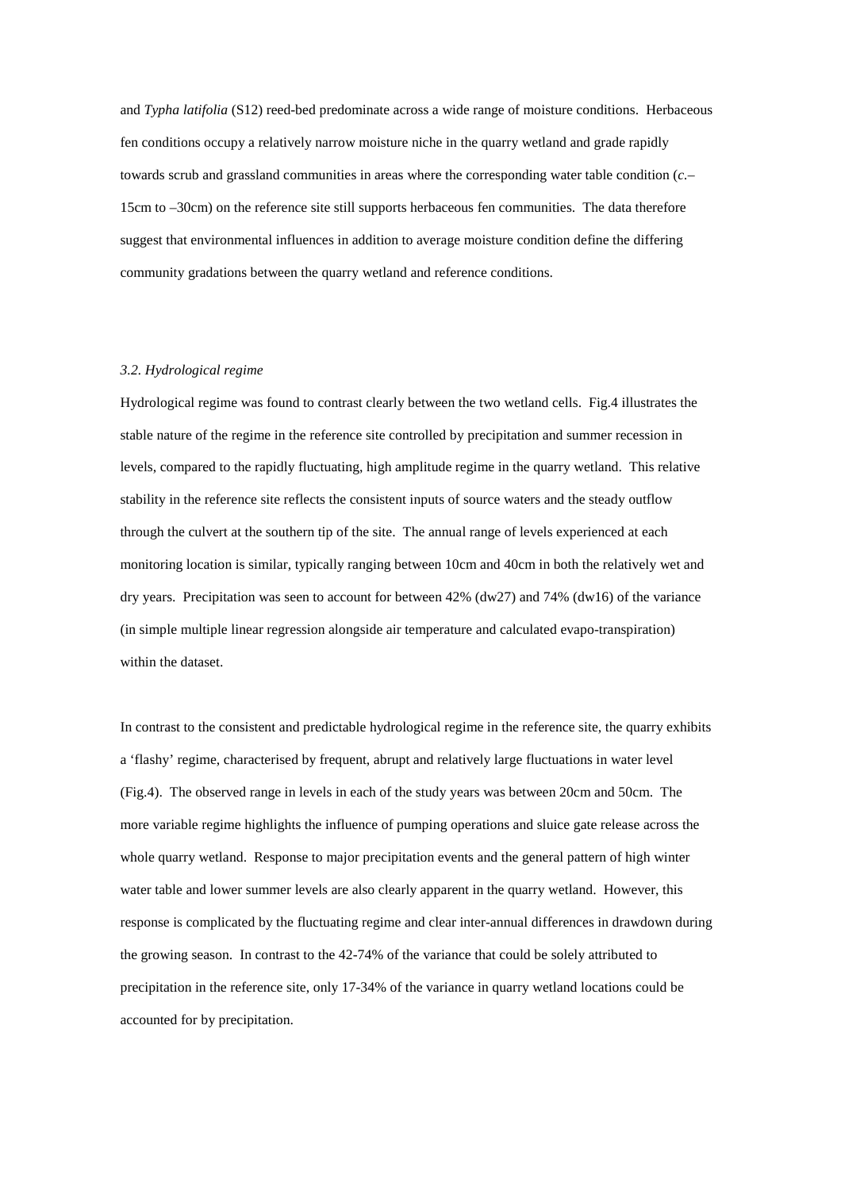and *Typha latifolia* (S12) reed-bed predominate across a wide range of moisture conditions. Herbaceous fen conditions occupy a relatively narrow moisture niche in the quarry wetland and grade rapidly towards scrub and grassland communities in areas where the corresponding water table condition (*c.*–15cm to –30cm) on the reference site still supports herbaceous fen communities. The data therefore suggest that environmental influences in addition to average moisture condition define the differing community gradations between the quarry wetland and reference conditions.

### *3.2. Hydrological regime*

Hydrological regime was found to contrast clearly between the two wetland cells. Fig.4 illustrates the stable nature of the regime in the reference site controlled by precipitation and summer recession in levels, compared to the rapidly fluctuating, high amplitude regime in the quarry wetland. This relative stability in the reference site reflects the consistent inputs of source waters and the steady outflow through the culvert at the southern tip of the site. The annual range of levels experienced at each monitoring location is similar, typically ranging between 10cm and 40cm in both the relatively wet and dry years. Precipitation was seen to account for between 42% (dw27) and 74% (dw16) of the variance (in simple multiple linear regression alongside air temperature and calculated evapo-transpiration) within the dataset.

In contrast to the consistent and predictable hydrological regime in the reference site, the quarry exhibits a 'flashy' regime, characterised by frequent, abrupt and relatively large fluctuations in water level (Fig.4). The observed range in levels in each of the study years was between 20cm and 50cm. The more variable regime highlights the influence of pumping operations and sluice gate release across the whole quarry wetland. Response to major precipitation events and the general pattern of high winter water table and lower summer levels are also clearly apparent in the quarry wetland. However, this response is complicated by the fluctuating regime and clear inter-annual differences in drawdown during the growing season. In contrast to the 42-74% of the variance that could be solely attributed to precipitation in the reference site, only 17-34% of the variance in quarry wetland locations could be accounted for by precipitation.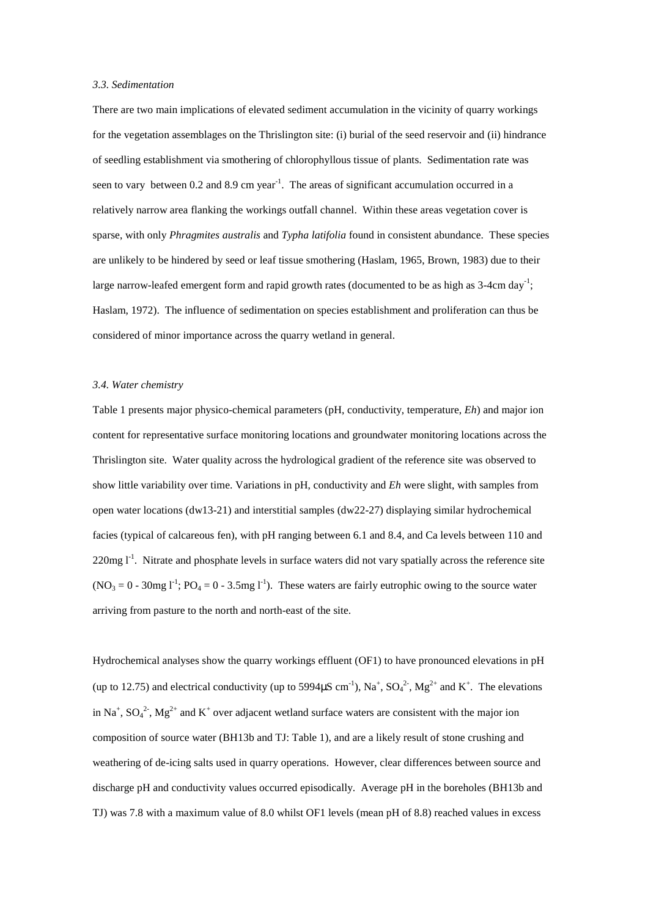### *3.3. Sedimentation*

There are two main implications of elevated sediment accumulation in the vicinity of quarry workings for the vegetation assemblages on the Thrislington site: (i) burial of the seed reservoir and (ii) hindrance of seedling establishment via smothering of chlorophyllous tissue of plants. Sedimentation rate was seen to vary between 0.2 and 8.9 cm $year^{-1}$. The areas of significant accumulation occurred in a relatively narrow area flanking the workings outfall channel. Within these areas vegetation cover is sparse, with only *Phragmites australis* and *Typha latifolia* found in consistent abundance. These species are unlikely to be hindered by seed or leaf tissue smothering (Haslam, 1965, Brown, 1983) due to their large narrow-leafed emergent form and rapid growth rates (documented to be as high as 3-4cm $day^{-1}$; Haslam, 1972). The influence of sedimentation on species establishment and proliferation can thus be considered of minor importance across the quarry wetland in general.

### *3.4. Water chemistry*

Table 1 presents major physico-chemical parameters (pH, conductivity, temperature, *Eh*) and major ion content for representative surface monitoring locations and groundwater monitoring locations across the Thrislington site. Water quality across the hydrological gradient of the reference site was observed to show little variability over time. Variations in pH, conductivity and *Eh* were slight, with samples from open water locations (dw13-21) and interstitial samples (dw22-27) displaying similar hydrochemical facies (typical of calcareous fen), with pH ranging between 6.1 and 8.4, and Ca levels between 110 and 220mg $l^{-1}$. Nitrate and phosphate levels in surface waters did not vary spatially across the reference site ($NO_3$ = 0 - 30mg $l^{-1}$; $PO_4$ = 0 - 3.5mg $l^{-1}$). These waters are fairly eutrophic owing to the source water arriving from pasture to the north and north-east of the site.

Hydrochemical analyses show the quarry workings effluent (OF1) to have pronounced elevations in pH (up to 12.75) and electrical conductivity (up to 5994μS $cm^{-1}$), $Na^+$, $SO_4^{2-}$, $Mg^{2+}$ and $K^+$. The elevations in $Na^+$, $SO_4^{2-}$, $Mg^{2+}$ and $K^+$ over adjacent wetland surface waters are consistent with the major ion composition of source water (BH13b and TJ: Table 1), and are a likely result of stone crushing and weathering of de-icing salts used in quarry operations. However, clear differences between source and discharge pH and conductivity values occurred episodically. Average pH in the boreholes (BH13b and TJ) was 7.8 with a maximum value of 8.0 whilst OF1 levels (mean pH of 8.8) reached values in excess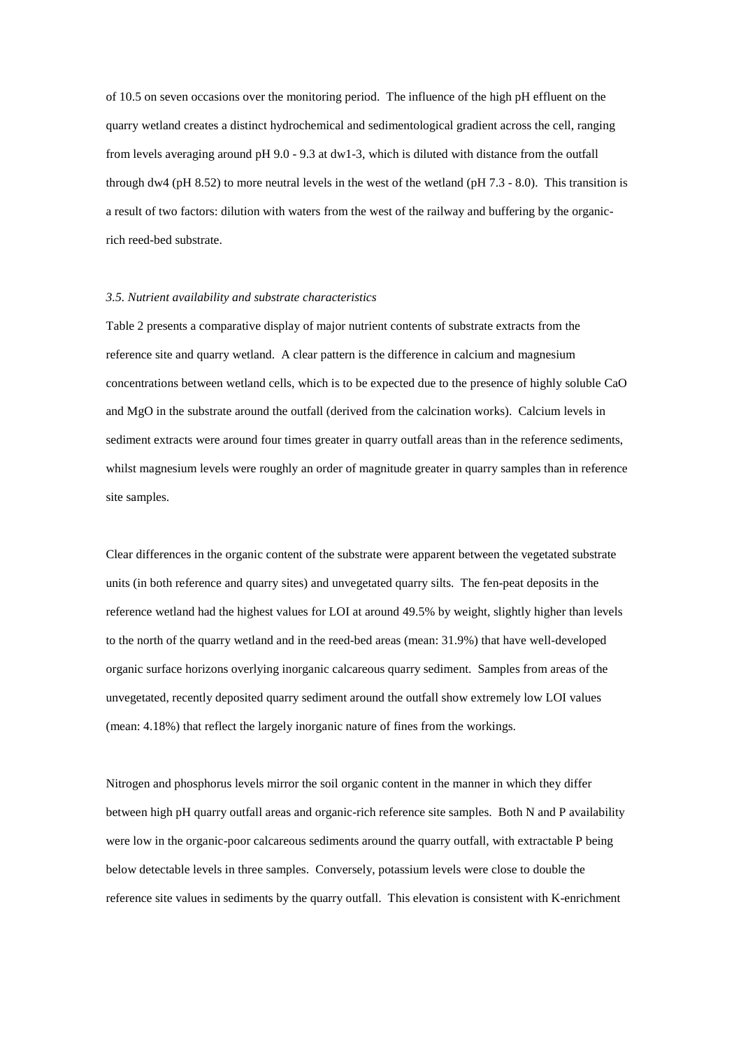of 10.5 on seven occasions over the monitoring period. The influence of the high pH effluent on the quarry wetland creates a distinct hydrochemical and sedimentological gradient across the cell, ranging from levels averaging around pH 9.0 - 9.3 at dw1-3, which is diluted with distance from the outfall through dw4 (pH 8.52) to more neutral levels in the west of the wetland (pH 7.3 - 8.0). This transition is a result of two factors: dilution with waters from the west of the railway and buffering by the organic-rich reed-bed substrate.

### *3.5. Nutrient availability and substrate characteristics*

Table 2 presents a comparative display of major nutrient contents of substrate extracts from the reference site and quarry wetland. A clear pattern is the difference in calcium and magnesium concentrations between wetland cells, which is to be expected due to the presence of highly soluble $CaO$ and $MgO$ in the substrate around the outfall (derived from the calcination works). Calcium levels in sediment extracts were around four times greater in quarry outfall areas than in the reference sediments, whilst magnesium levels were roughly an order of magnitude greater in quarry samples than in reference site samples.

Clear differences in the organic content of the substrate were apparent between the vegetated substrate units (in both reference and quarry sites) and unvegetated quarry silts. The fen-peat deposits in the reference wetland had the highest values for LOI at around 49.5% by weight, slightly higher than levels to the north of the quarry wetland and in the reed-bed areas (mean: 31.9%) that have well-developed organic surface horizons overlying inorganic calcareous quarry sediment. Samples from areas of the unvegetated, recently deposited quarry sediment around the outfall show extremely low LOI values (mean: 4.18%) that reflect the largely inorganic nature of fines from the workings.

Nitrogen and phosphorus levels mirror the soil organic content in the manner in which they differ between high pH quarry outfall areas and organic-rich reference site samples. Both N and P availability were low in the organic-poor calcareous sediments around the quarry outfall, with extractable P being below detectable levels in three samples. Conversely, potassium levels were close to double the reference site values in sediments by the quarry outfall. This elevation is consistent with K-enrichment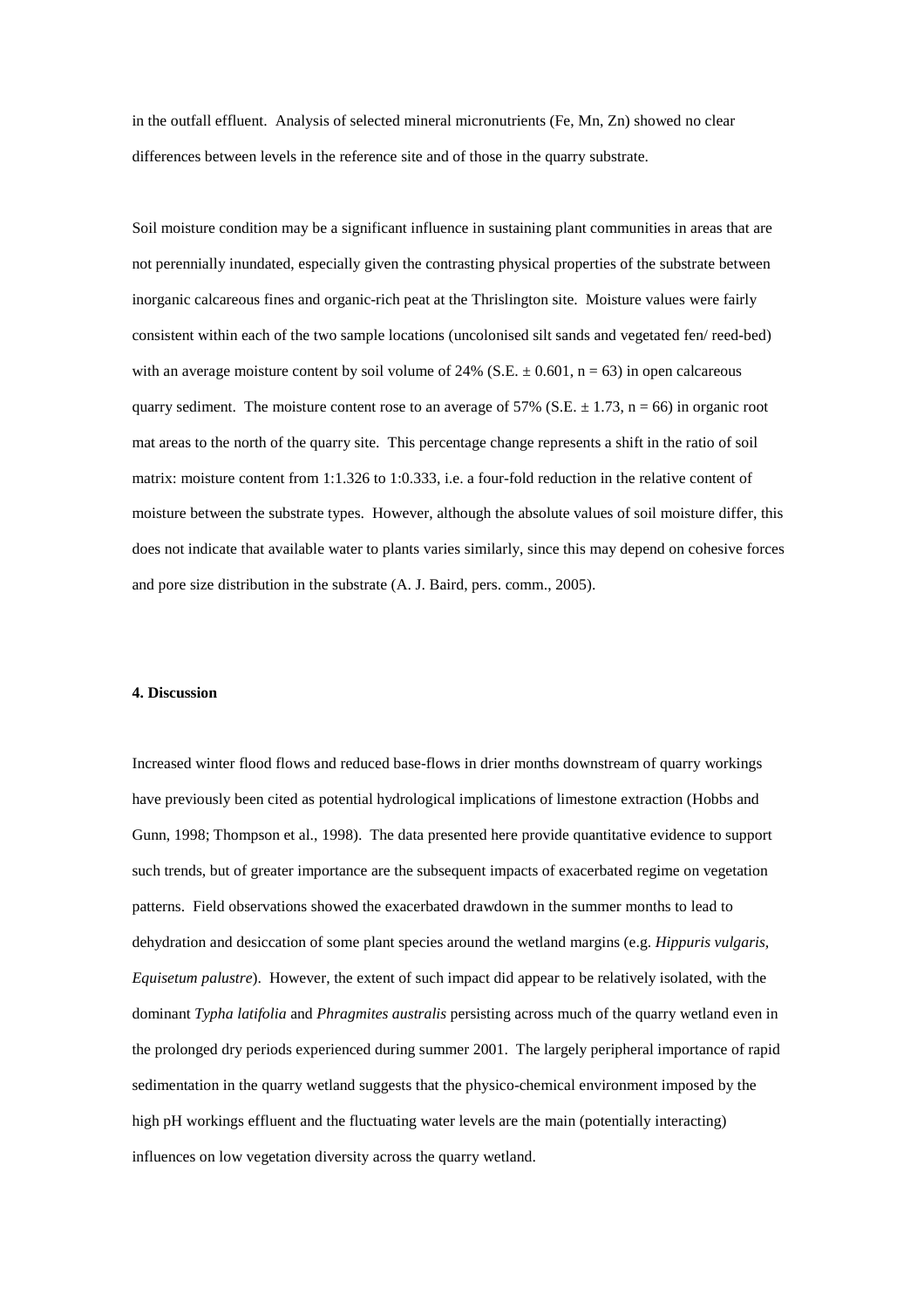in the outfall effluent. Analysis of selected mineral micronutrients (Fe, Mn, Zn) showed no clear differences between levels in the reference site and of those in the quarry substrate.

Soil moisture condition may be a significant influence in sustaining plant communities in areas that are not perennially inundated, especially given the contrasting physical properties of the substrate between inorganic calcareous fines and organic-rich peat at the Thrislington site. Moisture values were fairly consistent within each of the two sample locations (uncolonised silt sands and vegetated fen/ reed-bed) with an average moisture content by soil volume of 24% (S.E. $\pm$ 0.601, n = 63) in open calcareous quarry sediment. The moisture content rose to an average of 57% (S.E. $\pm$ 1.73, n = 66) in organic root mat areas to the north of the quarry site. This percentage change represents a shift in the ratio of soil matrix: moisture content from 1:1.326 to 1:0.333, i.e. a four-fold reduction in the relative content of moisture between the substrate types. However, although the absolute values of soil moisture differ, this does not indicate that available water to plants varies similarly, since this may depend on cohesive forces and pore size distribution in the substrate (A. J. Baird, pers. comm., 2005).

## 4. Discussion

Increased winter flood flows and reduced base-flows in drier months downstream of quarry workings have previously been cited as potential hydrological implications of limestone extraction (Hobbs and Gunn, 1998; Thompson et al., 1998). The data presented here provide quantitative evidence to support such trends, but of greater importance are the subsequent impacts of exacerbated regime on vegetation patterns. Field observations showed the exacerbated drawdown in the summer months to lead to dehydration and desiccation of some plant species around the wetland margins (e.g. *Hippuris vulgaris*, *Equisetum palustre*). However, the extent of such impact did appear to be relatively isolated, with the dominant *Typha latifolia* and *Phragmites australis* persisting across much of the quarry wetland even in the prolonged dry periods experienced during summer 2001. The largely peripheral importance of rapid sedimentation in the quarry wetland suggests that the physico-chemical environment imposed by the high pH workings effluent and the fluctuating water levels are the main (potentially interacting) influences on low vegetation diversity across the quarry wetland.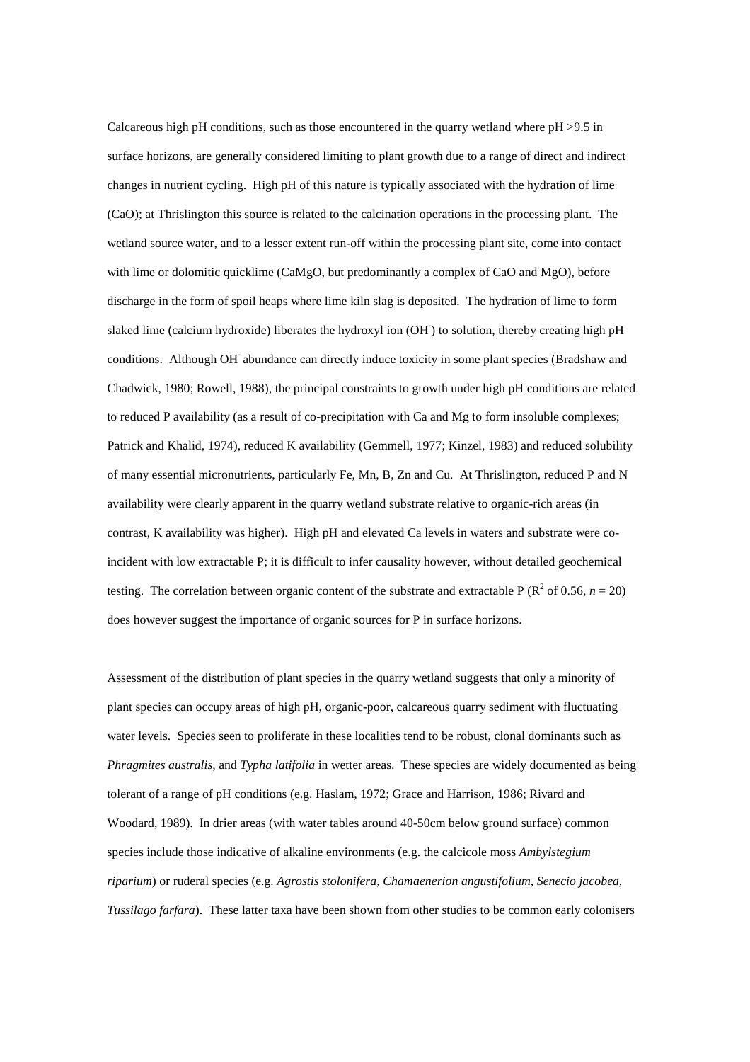Calcareous high pH conditions, such as those encountered in the quarry wetland where pH >9.5 in surface horizons, are generally considered limiting to plant growth due to a range of direct and indirect changes in nutrient cycling. High pH of this nature is typically associated with the hydration of lime (CaO); at Thrislington this source is related to the calcination operations in the processing plant. The wetland source water, and to a lesser extent run-off within the processing plant site, come into contact with lime or dolomitic quicklime (CaMgO, but predominantly a complex of CaO and MgO), before discharge in the form of spoil heaps where lime kiln slag is deposited. The hydration of lime to form slaked lime (calcium hydroxide) liberates the hydroxyl ion ($OH^-$) to solution, thereby creating high pH conditions. Although $OH^-$ abundance can directly induce toxicity in some plant species (Bradshaw and Chadwick, 1980; Rowell, 1988), the principal constraints to growth under high pH conditions are related to reduced P availability (as a result of co-precipitation with Ca and Mg to form insoluble complexes; Patrick and Khalid, 1974), reduced K availability (Gemmell, 1977; Kinzel, 1983) and reduced solubility of many essential micronutrients, particularly Fe, Mn, B, Zn and Cu. At Thrislington, reduced P and N availability were clearly apparent in the quarry wetland substrate relative to organic-rich areas (in contrast, K availability was higher). High pH and elevated Ca levels in waters and substrate were co-incident with low extractable P; it is difficult to infer causality however, without detailed geochemical testing. The correlation between organic content of the substrate and extractable P ($R^2$ of 0.56, $n$ = 20) does however suggest the importance of organic sources for P in surface horizons.

Assessment of the distribution of plant species in the quarry wetland suggests that only a minority of plant species can occupy areas of high pH, organic-poor, calcareous quarry sediment with fluctuating water levels. Species seen to proliferate in these localities tend to be robust, clonal dominants such as *Phragmites australis,* and *Typha latifolia* in wetter areas. These species are widely documented as being tolerant of a range of pH conditions (e.g. Haslam, 1972; Grace and Harrison, 1986; Rivard and Woodard, 1989). In drier areas (with water tables around 40-50cm below ground surface) common species include those indicative of alkaline environments (e.g. the calcicole moss *Ambylstegium riparium*) or ruderal species (e.g. *Agrostis stolonifera, Chamaenerion angustifolium, Senecio jacobea, Tussilago farfara*). These latter taxa have been shown from other studies to be common early colonisers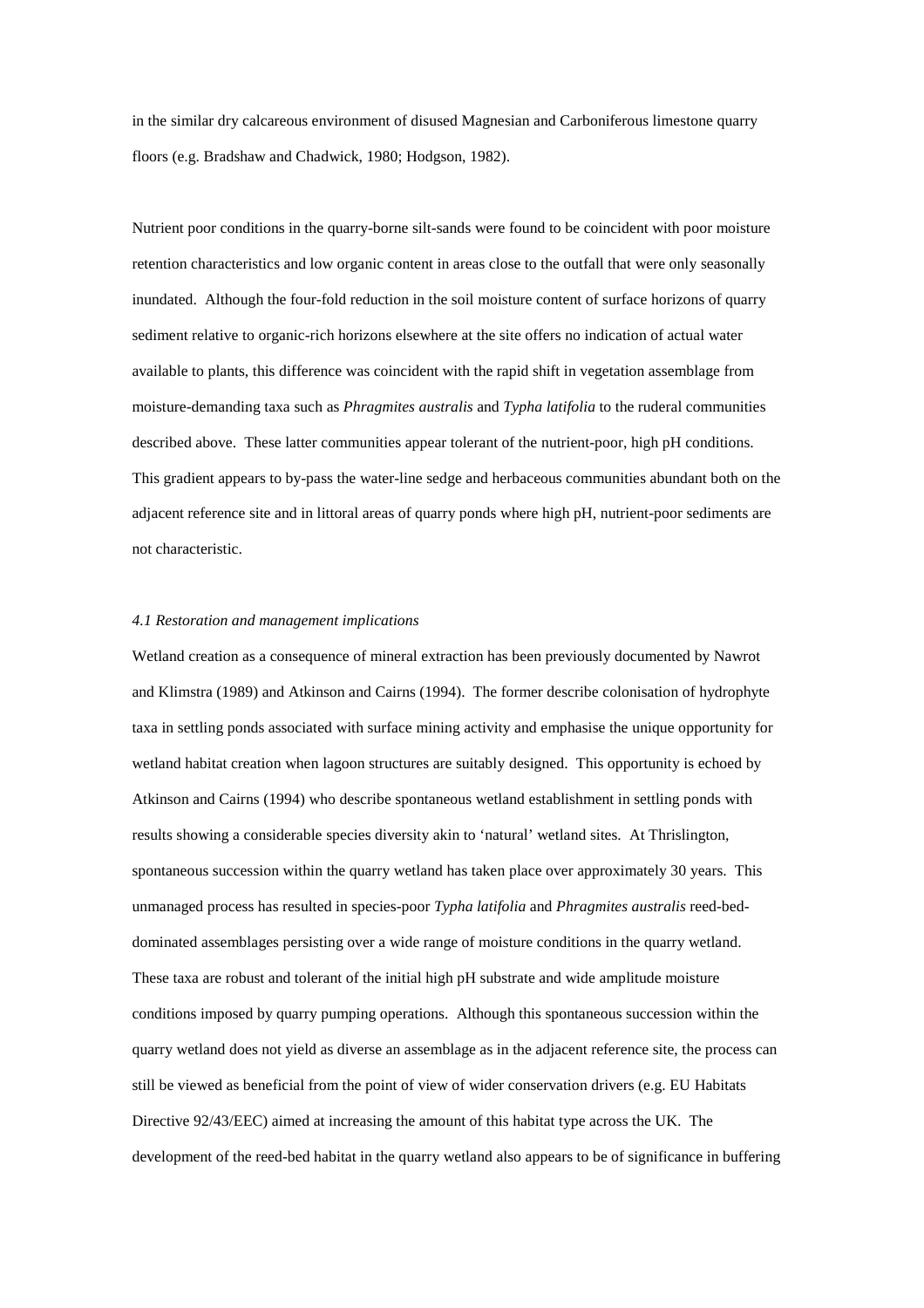in the similar dry calcareous environment of disused Magnesian and Carboniferous limestone quarry floors (e.g. Bradshaw and Chadwick, 1980; Hodgson, 1982).

Nutrient poor conditions in the quarry-borne silt-sands were found to be coincident with poor moisture retention characteristics and low organic content in areas close to the outfall that were only seasonally inundated. Although the four-fold reduction in the soil moisture content of surface horizons of quarry sediment relative to organic-rich horizons elsewhere at the site offers no indication of actual water available to plants, this difference was coincident with the rapid shift in vegetation assemblage from moisture-demanding taxa such as *Phragmites australis* and *Typha latifolia* to the ruderal communities described above. These latter communities appear tolerant of the nutrient-poor, high pH conditions. This gradient appears to by-pass the water-line sedge and herbaceous communities abundant both on the adjacent reference site and in littoral areas of quarry ponds where high pH, nutrient-poor sediments are not characteristic.

*4.1 Restoration and management implications*

Wetland creation as a consequence of mineral extraction has been previously documented by Nawrot and Klimstra (1989) and Atkinson and Cairns (1994). The former describe colonisation of hydrophyte taxa in settling ponds associated with surface mining activity and emphasise the unique opportunity for wetland habitat creation when lagoon structures are suitably designed. This opportunity is echoed by Atkinson and Cairns (1994) who describe spontaneous wetland establishment in settling ponds with results showing a considerable species diversity akin to 'natural' wetland sites. At Thrislington, spontaneous succession within the quarry wetland has taken place over approximately 30 years. This unmanaged process has resulted in species-poor *Typha latifolia* and *Phragmites australis* reed-bed-dominated assemblages persisting over a wide range of moisture conditions in the quarry wetland. These taxa are robust and tolerant of the initial high pH substrate and wide amplitude moisture conditions imposed by quarry pumping operations. Although this spontaneous succession within the quarry wetland does not yield as diverse an assemblage as in the adjacent reference site, the process can still be viewed as beneficial from the point of view of wider conservation drivers (e.g. EU Habitats Directive 92/43/EEC) aimed at increasing the amount of this habitat type across the UK. The development of the reed-bed habitat in the quarry wetland also appears to be of significance in buffering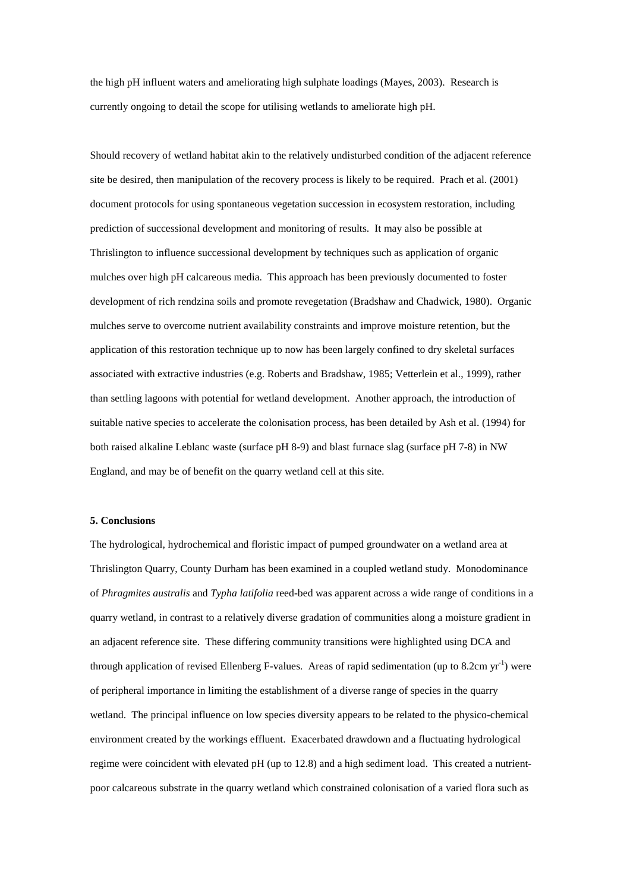the high pH influent waters and ameliorating high sulphate loadings (Mayes, 2003). Research is currently ongoing to detail the scope for utilising wetlands to ameliorate high pH.

Should recovery of wetland habitat akin to the relatively undisturbed condition of the adjacent reference site be desired, then manipulation of the recovery process is likely to be required. Prach et al. (2001) document protocols for using spontaneous vegetation succession in ecosystem restoration, including prediction of successional development and monitoring of results. It may also be possible at Thrislington to influence successional development by techniques such as application of organic mulches over high pH calcareous media. This approach has been previously documented to foster development of rich rendzina soils and promote revegetation (Bradshaw and Chadwick, 1980). Organic mulches serve to overcome nutrient availability constraints and improve moisture retention, but the application of this restoration technique up to now has been largely confined to dry skeletal surfaces associated with extractive industries (e.g. Roberts and Bradshaw, 1985; Vetterlein et al., 1999), rather than settling lagoons with potential for wetland development. Another approach, the introduction of suitable native species to accelerate the colonisation process, has been detailed by Ash et al. (1994) for both raised alkaline Leblanc waste (surface pH 8-9) and blast furnace slag (surface pH 7-8) in NW England, and may be of benefit on the quarry wetland cell at this site.

### 5. Conclusions

The hydrological, hydrochemical and floristic impact of pumped groundwater on a wetland area at Thrislington Quarry, County Durham has been examined in a coupled wetland study. Monodominance of *Phragmites australis* and *Typha latifolia* reed-bed was apparent across a wide range of conditions in a quarry wetland, in contrast to a relatively diverse gradation of communities along a moisture gradient in an adjacent reference site. These differing community transitions were highlighted using DCA and through application of revised Ellenberg F-values. Areas of rapid sedimentation (up to 8.2cm $yr^{-1}$) were of peripheral importance in limiting the establishment of a diverse range of species in the quarry wetland. The principal influence on low species diversity appears to be related to the physico-chemical environment created by the workings effluent. Exacerbated drawdown and a fluctuating hydrological regime were coincident with elevated pH (up to 12.8) and a high sediment load. This created a nutrient-poor calcareous substrate in the quarry wetland which constrained colonisation of a varied flora such as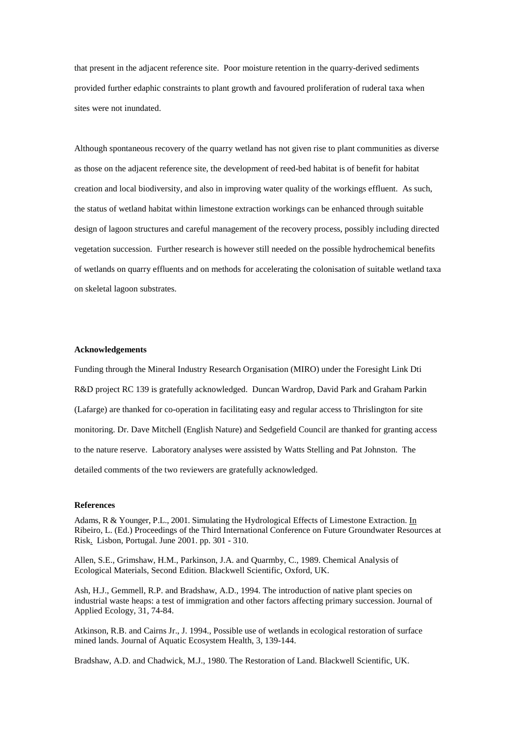that present in the adjacent reference site. Poor moisture retention in the quarry-derived sediments provided further edaphic constraints to plant growth and favoured proliferation of ruderal taxa when sites were not inundated.

Although spontaneous recovery of the quarry wetland has not given rise to plant communities as diverse as those on the adjacent reference site, the development of reed-bed habitat is of benefit for habitat creation and local biodiversity, and also in improving water quality of the workings effluent. As such, the status of wetland habitat within limestone extraction workings can be enhanced through suitable design of lagoon structures and careful management of the recovery process, possibly including directed vegetation succession. Further research is however still needed on the possible hydrochemical benefits of wetlands on quarry effluents and on methods for accelerating the colonisation of suitable wetland taxa on skeletal lagoon substrates.

**Acknowledgements**

Funding through the Mineral Industry Research Organisation (MIRO) under the Foresight Link Dti R&D project RC 139 is gratefully acknowledged. Duncan Wardrop, David Park and Graham Parkin (Lafarge) are thanked for co-operation in facilitating easy and regular access to Thrislington for site monitoring. Dr. Dave Mitchell (English Nature) and Sedgefield Council are thanked for granting access to the nature reserve. Laboratory analyses were assisted by Watts Stelling and Pat Johnston. The detailed comments of the two reviewers are gratefully acknowledged.

**References**

Adams, R & Younger, P.L., 2001. Simulating the Hydrological Effects of Limestone Extraction. In Ribeiro, L. (Ed.) Proceedings of the Third International Conference on Future Groundwater Resources at Risk. Lisbon, Portugal. June 2001. pp. 301 - 310.

Allen, S.E., Grimshaw, H.M., Parkinson, J.A. and Quarmby, C., 1989. Chemical Analysis of Ecological Materials, Second Edition. Blackwell Scientific, Oxford, UK.

Ash, H.J., Gemmell, R.P. and Bradshaw, A.D., 1994. The introduction of native plant species on industrial waste heaps: a test of immigration and other factors affecting primary succession. Journal of Applied Ecology, 31, 74-84.

Atkinson, R.B. and Cairns Jr., J. 1994., Possible use of wetlands in ecological restoration of surface mined lands. Journal of Aquatic Ecosystem Health, 3, 139-144.

Bradshaw, A.D. and Chadwick, M.J., 1980. The Restoration of Land. Blackwell Scientific, UK.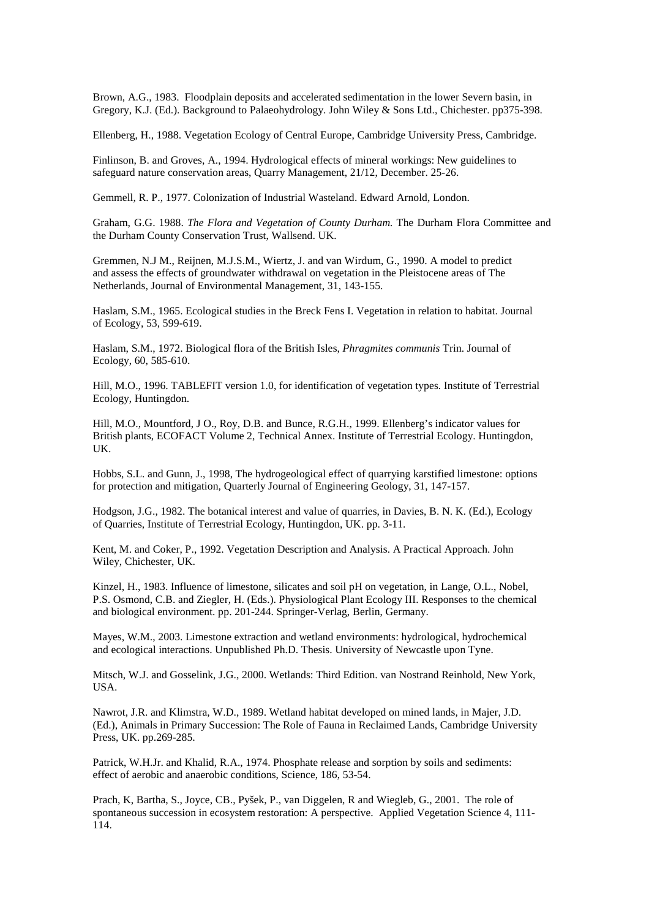Brown, A.G., 1983. Floodplain deposits and accelerated sedimentation in the lower Severn basin, in Gregory, K.J. (Ed.). Background to Palaeohydrology. John Wiley & Sons Ltd., Chichester. pp375-398.

Ellenberg, H., 1988. Vegetation Ecology of Central Europe, Cambridge University Press, Cambridge.

Finlinson, B. and Groves, A., 1994. Hydrological effects of mineral workings: New guidelines to safeguard nature conservation areas, Quarry Management, 21/12, December. 25-26.

Gemmell, R. P., 1977. Colonization of Industrial Wasteland. Edward Arnold, London.

Graham, G.G. 1988. *The Flora and Vegetation of County Durham.* The Durham Flora Committee and the Durham County Conservation Trust, Wallsend. UK.

Gremmen, N.J M., Reijnen, M.J.S.M., Wiertz, J. and van Wirdum, G., 1990. A model to predict and assess the effects of groundwater withdrawal on vegetation in the Pleistocene areas of The Netherlands, Journal of Environmental Management, 31, 143-155.

Haslam, S.M., 1965. Ecological studies in the Breck Fens I. Vegetation in relation to habitat. Journal of Ecology, 53, 599-619.

Haslam, S.M., 1972. Biological flora of the British Isles, *Phragmites communis* Trin. Journal of Ecology, 60, 585-610.

Hill, M.O., 1996. TABLEFIT version 1.0, for identification of vegetation types. Institute of Terrestrial Ecology, Huntingdon.

Hill, M.O., Mountford, J O., Roy, D.B. and Bunce, R.G.H., 1999. Ellenberg's indicator values for British plants, ECOFACT Volume 2, Technical Annex. Institute of Terrestrial Ecology. Huntingdon, UK.

Hobbs, S.L. and Gunn, J., 1998, The hydrogeological effect of quarrying karstified limestone: options for protection and mitigation, Quarterly Journal of Engineering Geology, 31, 147-157.

Hodgson, J.G., 1982. The botanical interest and value of quarries, in Davies, B. N. K. (Ed.), Ecology of Quarries, Institute of Terrestrial Ecology, Huntingdon, UK. pp. 3-11.

Kent, M. and Coker, P., 1992. Vegetation Description and Analysis. A Practical Approach. John Wiley, Chichester, UK.

Kinzel, H., 1983. Influence of limestone, silicates and soil pH on vegetation, in Lange, O.L., Nobel, P.S. Osmond, C.B. and Ziegler, H. (Eds.). Physiological Plant Ecology III. Responses to the chemical and biological environment. pp. 201-244. Springer-Verlag, Berlin, Germany.

Mayes, W.M., 2003. Limestone extraction and wetland environments: hydrological, hydrochemical and ecological interactions. Unpublished Ph.D. Thesis. University of Newcastle upon Tyne.

Mitsch, W.J. and Gosselink, J.G., 2000. Wetlands: Third Edition. van Nostrand Reinhold, New York, USA.

Nawrot, J.R. and Klimstra, W.D., 1989. Wetland habitat developed on mined lands, in Majer, J.D. (Ed.), Animals in Primary Succession: The Role of Fauna in Reclaimed Lands, Cambridge University Press, UK. pp.269-285.

Patrick, W.H.Jr. and Khalid, R.A., 1974. Phosphate release and sorption by soils and sediments: effect of aerobic and anaerobic conditions, Science, 186, 53-54.

Prach, K, Bartha, S., Joyce, CB., Pyšek, P., van Diggelen, R and Wiegleb, G., 2001. The role of spontaneous succession in ecosystem restoration: A perspective. Applied Vegetation Science 4, 111-114.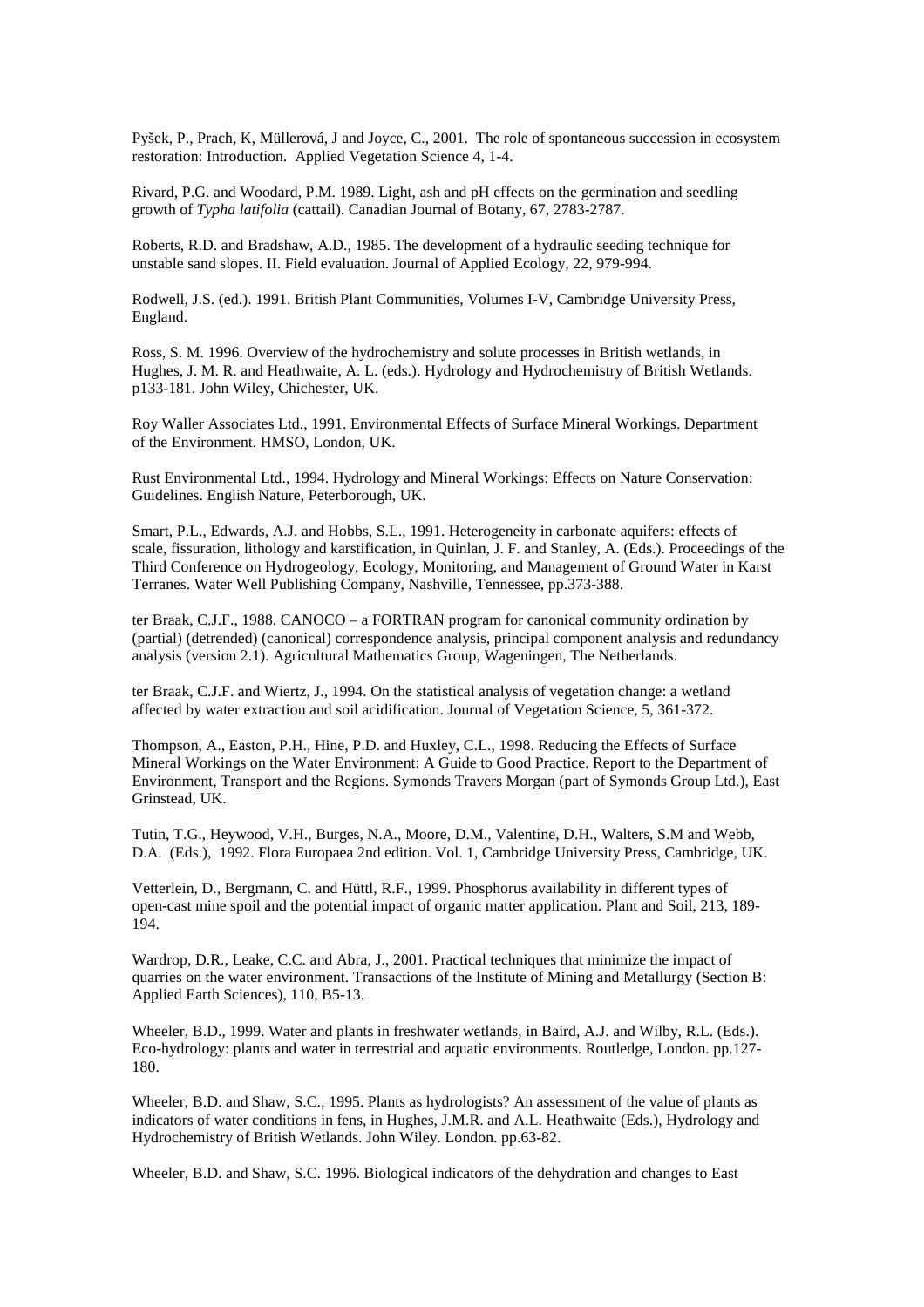Pyšek, P., Prach, K, Müllerová, J and Joyce, C., 2001. The role of spontaneous succession in ecosystem restoration: Introduction. Applied Vegetation Science 4, 1-4.

Rivard, P.G. and Woodard, P.M. 1989. Light, ash and pH effects on the germination and seedling growth of *Typha latifolia* (cattail). Canadian Journal of Botany, 67, 2783-2787.

Roberts, R.D. and Bradshaw, A.D., 1985. The development of a hydraulic seeding technique for unstable sand slopes. II. Field evaluation. Journal of Applied Ecology, 22, 979-994.

Rodwell, J.S. (ed.). 1991. British Plant Communities, Volumes I-V, Cambridge University Press, England.

Ross, S. M. 1996. Overview of the hydrochemistry and solute processes in British wetlands, in Hughes, J. M. R. and Heathwaite, A. L. (eds.). Hydrology and Hydrochemistry of British Wetlands. p133-181. John Wiley, Chichester, UK.

Roy Waller Associates Ltd., 1991. Environmental Effects of Surface Mineral Workings. Department of the Environment. HMSO, London, UK.

Rust Environmental Ltd., 1994. Hydrology and Mineral Workings: Effects on Nature Conservation: Guidelines. English Nature, Peterborough, UK.

Smart, P.L., Edwards, A.J. and Hobbs, S.L., 1991. Heterogeneity in carbonate aquifers: effects of scale, fissuration, lithology and karstification, in Quinlan, J. F. and Stanley, A. (Eds.). Proceedings of the Third Conference on Hydrogeology, Ecology, Monitoring, and Management of Ground Water in Karst Terranes. Water Well Publishing Company, Nashville, Tennessee, pp.373-388.

ter Braak, C.J.F., 1988. CANOCO – a FORTRAN program for canonical community ordination by (partial) (detrended) (canonical) correspondence analysis, principal component analysis and redundancy analysis (version 2.1). Agricultural Mathematics Group, Wageningen, The Netherlands.

ter Braak, C.J.F. and Wiertz, J., 1994. On the statistical analysis of vegetation change: a wetland affected by water extraction and soil acidification. Journal of Vegetation Science, 5, 361-372.

Thompson, A., Easton, P.H., Hine, P.D. and Huxley, C.L., 1998. Reducing the Effects of Surface Mineral Workings on the Water Environment: A Guide to Good Practice. Report to the Department of Environment, Transport and the Regions. Symonds Travers Morgan (part of Symonds Group Ltd.), East Grinstead, UK.

Tutin, T.G., Heywood, V.H., Burges, N.A., Moore, D.M., Valentine, D.H., Walters, S.M and Webb, D.A. (Eds.), 1992. Flora Europaea 2nd edition. Vol. 1, Cambridge University Press, Cambridge, UK.

Vetterlein, D., Bergmann, C. and Hüttl, R.F., 1999. Phosphorus availability in different types of open-cast mine spoil and the potential impact of organic matter application. Plant and Soil, 213, 189-194.

Wardrop, D.R., Leake, C.C. and Abra, J., 2001. Practical techniques that minimize the impact of quarries on the water environment. Transactions of the Institute of Mining and Metallurgy (Section B: Applied Earth Sciences), 110, B5-13.

Wheeler, B.D., 1999. Water and plants in freshwater wetlands, in Baird, A.J. and Wilby, R.L. (Eds.). Eco-hydrology: plants and water in terrestrial and aquatic environments. Routledge, London. pp.127-180.

Wheeler, B.D. and Shaw, S.C., 1995. Plants as hydrologists? An assessment of the value of plants as indicators of water conditions in fens, in Hughes, J.M.R. and A.L. Heathwaite (Eds.), Hydrology and Hydrochemistry of British Wetlands. John Wiley. London. pp.63-82.

Wheeler, B.D. and Shaw, S.C. 1996. Biological indicators of the dehydration and changes to East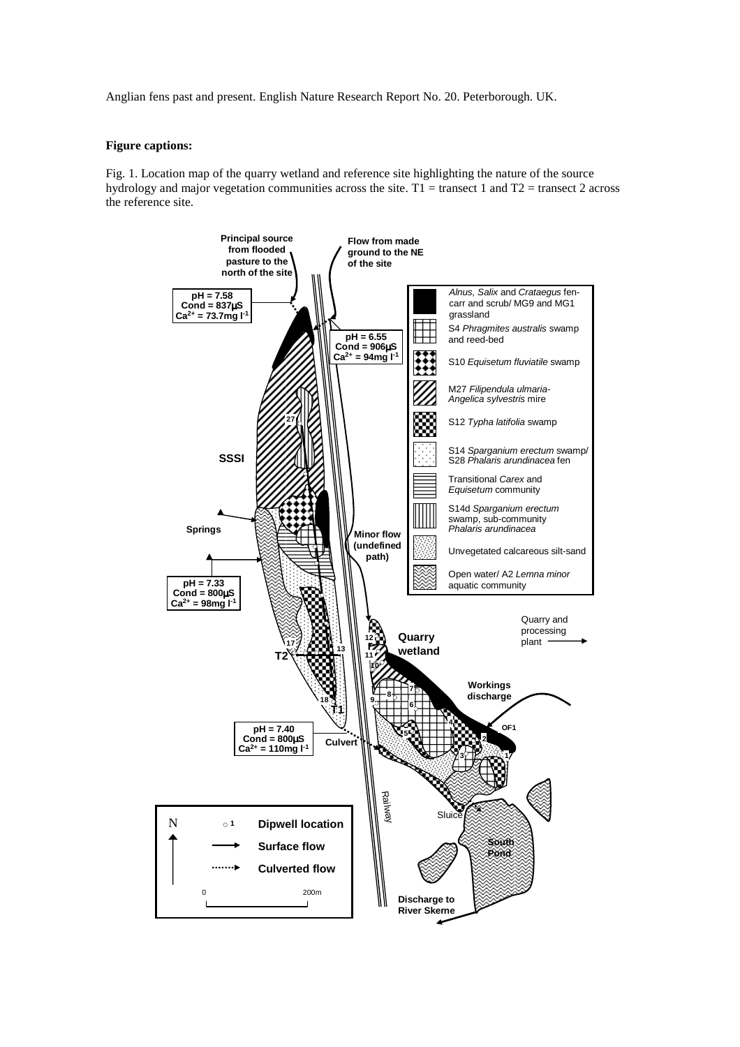Anglian fens past and present. English Nature Research Report No. 20. Peterborough. UK.

**Figure captions:**

Fig. 1. Location map of the quarry wetland and reference site highlighting the nature of the source hydrology and major vegetation communities across the site. T1 = transect 1 and T2 = transect 2 across the reference site.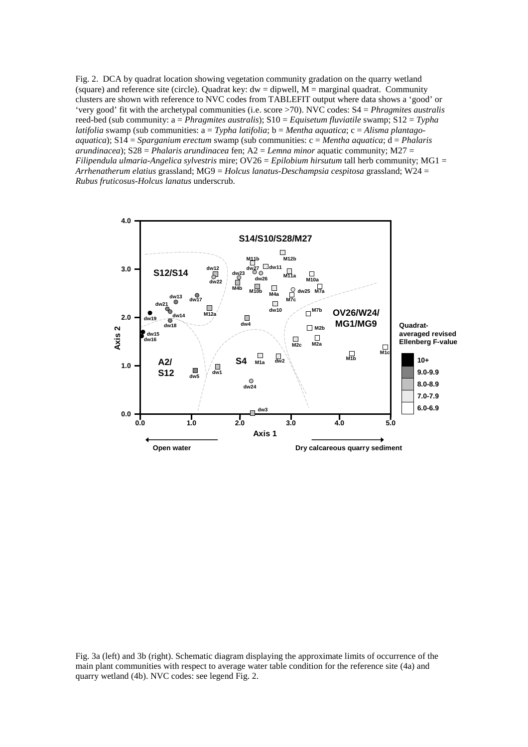Fig. 2. DCA by quadrat location showing vegetation community gradation on the quarry wetland (square) and reference site (circle). Quadrat key: dw = dipwell, M = marginal quadrat. Community clusters are shown with reference to NVC codes from TABLEFIT output where data shows a 'good' or 'very good' fit with the archetypal communities (i.e. score >70). NVC codes: S4 = *Phragmites australis* reed-bed (sub community: a = *Phragmites australis*); S10 = *Equisetum fluviatile* swamp; S12 = *Typha latifolia* swamp (sub communities: a = *Typha latifolia*; b = *Mentha aquatica*; c = *Alisma plantago-aquatica*); S14 = *Sparganium erectum* swamp (sub communities: c = *Mentha aquatica*; d = *Phalaris arundinacea*); S28 = *Phalaris arundinacea* fen; A2 = *Lemna minor* aquatic community; M27 = *Filipendula ulmaria-Angelica sylvestris* mire; OV26 = *Epilobium hirsutum* tall herb community; MG1 = *Arrhenatherum elatius* grassland; MG9 = *Holcus lanatus-Deschampsia cespitosa* grassland; W24 = *Rubus fruticosus-Holcus lanatus* underscrub.

Fig. 3a (left) and 3b (right). Schematic diagram displaying the approximate limits of occurrence of the main plant communities with respect to average water table condition for the reference site (4a) and quarry wetland (4b). NVC codes: see legend Fig. 2.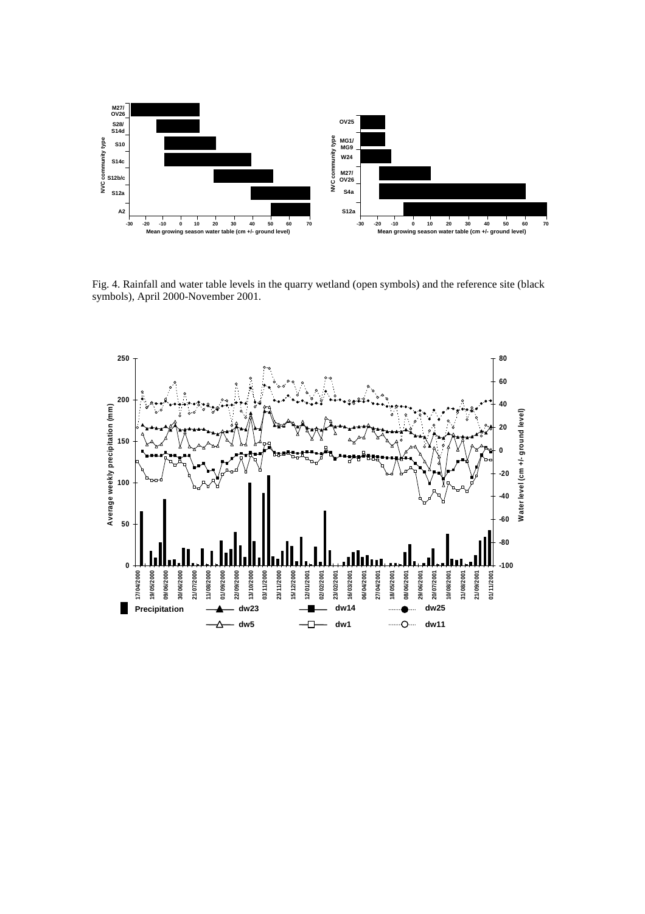Fig. 4. Rainfall and water table levels in the quarry wetland (open symbols) and the reference site (black symbols), April 2000-November 2001.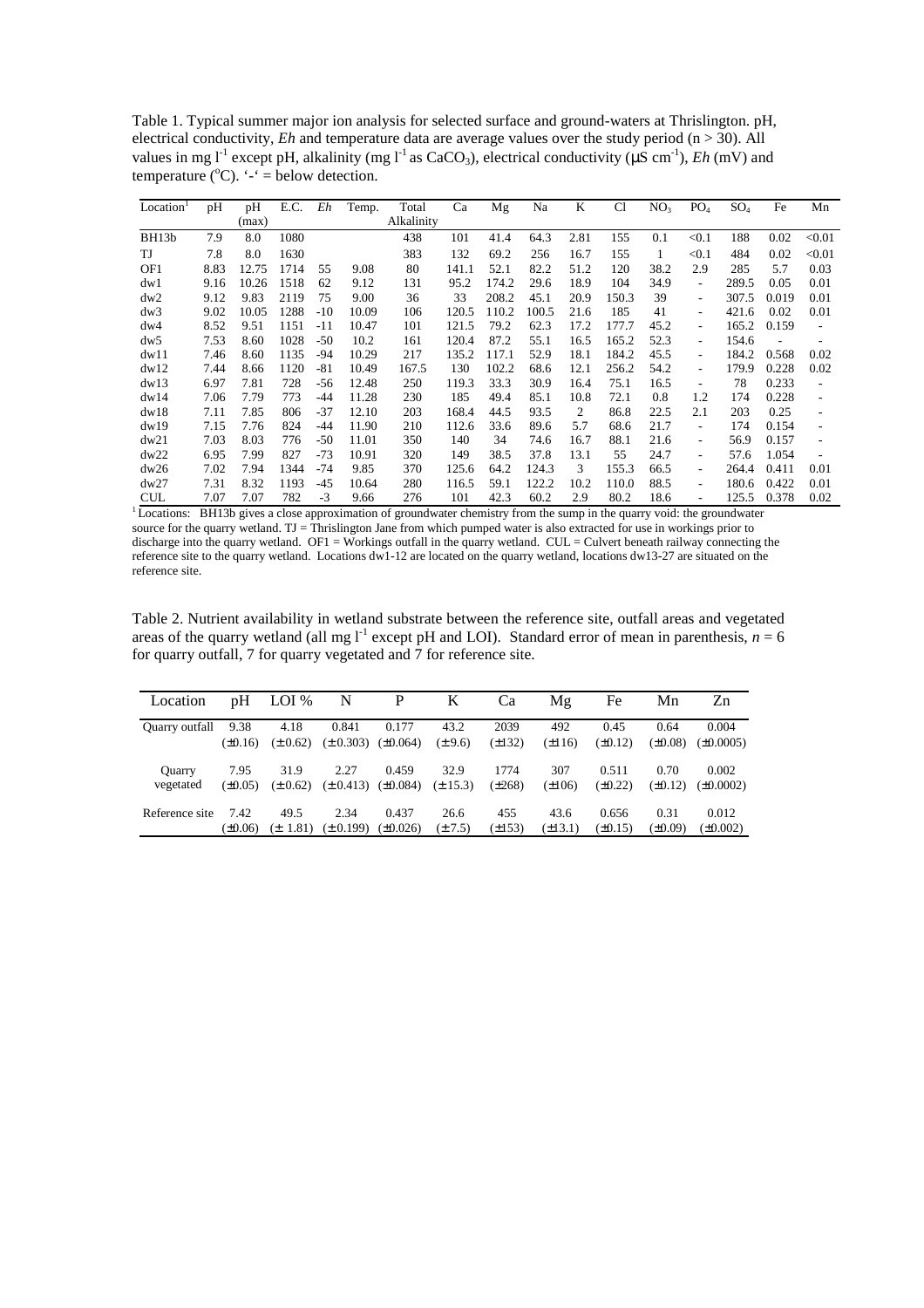Table 1. Typical summer major ion analysis for selected surface and ground-waters at Thrislington. pH, electrical conductivity, *Eh* and temperature data are average values over the study period (n > 30). All values in mg $l^{-1}$ except pH, alkalinity (mg $l^{-1}$ as $CaCO_3$), electrical conductivity (μS $cm^{-1}$), *Eh* (mV) and temperature ($^{o}$C). '-' = below detection.

| Location[1] | pH | pH (max) | E.C. | *Eh* | Temp. | Total Alkalinity | Ca | Mg | Na | K | Cl | $NO_3$ | $PO_4$ | $SO_4$ | Fe | Mn |
|---|---|---|---|---|---|---|---|---|---|---|---|---|---|---|---|---|
| BH13b | 7.9 | 8.0 | 1080 | | | 438 | 101 | 41.4 | 64.3 | 2.81 | 155 | 0.1 | <0.1 | 188 | 0.02 | <0.01 |
| TJ | 7.8 | 8.0 | 1630 | | | 383 | 132 | 69.2 | 256 | 16.7 | 155 | 1 | <0.1 | 484 | 0.02 | <0.01 |
| OF1 | 8.83 | 12.75 | 1714 | 55 | 9.08 | 80 | 141.1 | 52.1 | 82.2 | 51.2 | 120 | 38.2 | 2.9 | 285 | 5.7 | 0.03 |
| dw1 | 9.16 | 10.26 | 1518 | 62 | 9.12 | 131 | 95.2 | 174.2 | 29.6 | 18.9 | 104 | 34.9 | - | 289.5 | 0.05 | 0.01 |
| dw2 | 9.12 | 9.83 | 2119 | 75 | 9.00 | 36 | 33 | 208.2 | 45.1 | 20.9 | 150.3 | 39 | - | 307.5 | 0.019 | 0.01 |
| dw3 | 9.02 | 10.05 | 1288 | -10 | 10.09 | 106 | 120.5 | 110.2 | 100.5 | 21.6 | 185 | 41 | - | 421.6 | 0.02 | 0.01 |
| dw4 | 8.52 | 9.51 | 1151 | -11 | 10.47 | 101 | 121.5 | 79.2 | 62.3 | 17.2 | 177.7 | 45.2 | - | 165.2 | 0.159 | - |
| dw5 | 7.53 | 8.60 | 1028 | -50 | 10.2 | 161 | 120.4 | 87.2 | 55.1 | 16.5 | 165.2 | 52.3 | - | 154.6 | - | - |
| dw11 | 7.46 | 8.60 | 1135 | -94 | 10.29 | 217 | 135.2 | 117.1 | 52.9 | 18.1 | 184.2 | 45.5 | - | 184.2 | 0.568 | 0.02 |
| dw12 | 7.44 | 8.66 | 1120 | -81 | 10.49 | 167.5 | 130 | 102.2 | 68.6 | 12.1 | 256.2 | 54.2 | - | 179.9 | 0.228 | 0.02 |
| dw13 | 6.97 | 7.81 | 728 | -56 | 12.48 | 250 | 119.3 | 33.3 | 30.9 | 16.4 | 75.1 | 16.5 | - | 78 | 0.233 | - |
| dw14 | 7.06 | 7.79 | 773 | -44 | 11.28 | 230 | 185 | 49.4 | 85.1 | 10.8 | 72.1 | 0.8 | 1.2 | 174 | 0.228 | - |
| dw18 | 7.11 | 7.85 | 806 | -37 | 12.10 | 203 | 168.4 | 44.5 | 93.5 | 2 | 86.8 | 22.5 | 2.1 | 203 | 0.25 | - |
| dw19 | 7.15 | 7.76 | 824 | -44 | 11.90 | 210 | 112.6 | 33.6 | 89.6 | 5.7 | 68.6 | 21.7 | - | 174 | 0.154 | - |
| dw21 | 7.03 | 8.03 | 776 | -50 | 11.01 | 350 | 140 | 34 | 74.6 | 16.7 | 88.1 | 21.6 | - | 56.9 | 0.157 | - |
| dw22 | 6.95 | 7.99 | 827 | -73 | 10.91 | 320 | 149 | 38.5 | 37.8 | 13.1 | 55 | 24.7 | - | 57.6 | 1.054 | - |
| dw26 | 7.02 | 7.94 | 1344 | -74 | 9.85 | 370 | 125.6 | 64.2 | 124.3 | 3 | 155.3 | 66.5 | - | 264.4 | 0.411 | 0.01 |
| dw27 | 7.31 | 8.32 | 1193 | -45 | 10.64 | 280 | 116.5 | 59.1 | 122.2 | 10.2 | 110.0 | 88.5 | - | 180.6 | 0.422 | 0.01 |
| CUL | 7.07 | 7.07 | 782 | -3 | 9.66 | 276 | 101 | 42.3 | 60.2 | 2.9 | 80.2 | 18.6 | - | 125.5 | 0.378 | 0.02 |

[1] Locations: BH13b gives a close approximation of groundwater chemistry from the sump in the quarry void: the groundwater source for the quarry wetland. TJ = Thrislington Jane from which pumped water is also extracted for use in workings prior to discharge into the quarry wetland. OF1 = Workings outfall in the quarry wetland. CUL = Culvert beneath railway connecting the reference site to the quarry wetland. Locations dw1-12 are located on the quarry wetland, locations dw13-27 are situated on the reference site.

Table 2. Nutrient availability in wetland substrate between the reference site, outfall areas and vegetated areas of the quarry wetland (all mg $l^{-1}$ except pH and LOI). Standard error of mean in parenthesis, $n = 6$ for quarry outfall, 7 for quarry vegetated and 7 for reference site.

| Location | pH | LOI % | N | P | K | Ca | Mg | Fe | Mn | Zn |
|---|---|---|---|---|---|---|---|---|---|---|
| Quarry outfall | 9.38 (±0.16) | 4.18 (± 0.62) | 0.841 (± 0.303) | 0.177 (±0.064) | 43.2 (± 9.6) | 2039 (±132) | 492 (±116) | 0.45 (±0.12) | 0.64 (±0.08) | 0.004 (±0.0005) |
| Quarry vegetated | 7.95 (±0.05) | 31.9 (± 0.62) | 2.27 (± 0.413) | 0.459 (±0.084) | 32.9 (± 15.3) | 1774 (±268) | 307 (±106) | 0.511 (±0.22) | 0.70 (±0.12) | 0.002 (±0.0002) |
| Reference site | 7.42 (±0.06) | 49.5 (± 1.81) | 2.34 (± 0.199) | 0.437 (±0.026) | 26.6 (± 7.5) | 455 (±153) | 43.6 (±13.1) | 0.656 (±0.15) | 0.31 (±0.09) | 0.012 (±0.002) |